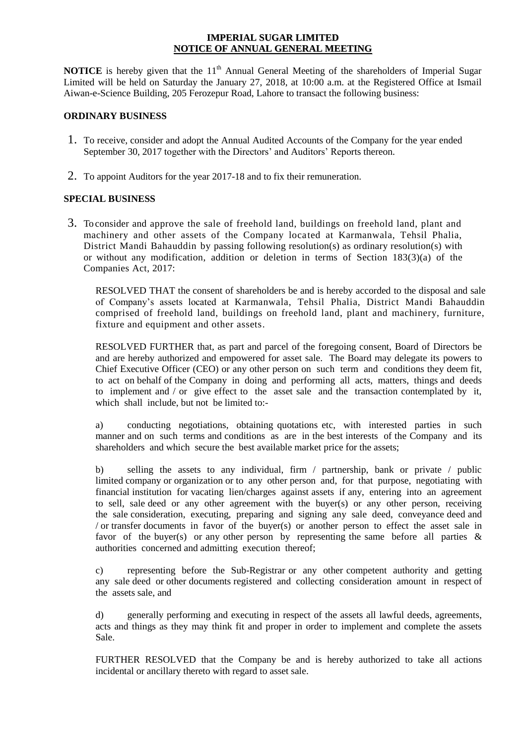# IMPERIAL SUGAR LIMITED

## NOTICE OF ANNUAL GENERAL MEETING

**NOTICE** is hereby given that the 11th Annual General Meeting of the shareholders of Imperial Sugar Limited will be held on Saturday the January 27, 2018, at 10:00 a.m. at the Registered Office at Ismail Aiwan-e-Science Building, 205 Ferozepur Road, Lahore to transact the following business:

### ORDINARY BUSINESS

1. To receive, consider and adopt the Annual Audited Accounts of the Company for the year ended September 30, 2017 together with the Directors' and Auditors' Reports thereon.

2. To appoint Auditors for the year 2017-18 and to fix their remuneration.

### SPECIAL BUSINESS

3. To consider and approve the sale of freehold land, buildings on freehold land, plant and machinery and other assets of the Company located at Karmanwala, Tehsil Phalia, District Mandi Bahauddin by passing following resolution(s) as ordinary resolution(s) with or without any modification, addition or deletion in terms of Section 183(3)(a) of the Companies Act, 2017:

   RESOLVED THAT the consent of shareholders be and is hereby accorded to the disposal and sale of Company's assets located at Karmanwala, Tehsil Phalia, District Mandi Bahauddin comprised of freehold land, buildings on freehold land, plant and machinery, furniture, fixture and equipment and other assets.

   RESOLVED FURTHER that, as part and parcel of the foregoing consent, Board of Directors be and are hereby authorized and empowered for asset sale. The Board may delegate its powers to Chief Executive Officer (CEO) or any other person on such term and conditions they deem fit, to act on behalf of the Company in doing and performing all acts, matters, things and deeds to implement and / or give effect to the asset sale and the transaction contemplated by it, which shall include, but not be limited to:-

   a) conducting negotiations, obtaining quotations etc, with interested parties in such manner and on such terms and conditions as are in the best interests of the Company and its shareholders and which secure the best available market price for the assets;

   b) selling the assets to any individual, firm / partnership, bank or private / public limited company or organization or to any other person and, for that purpose, negotiating with financial institution for vacating lien/charges against assets if any, entering into an agreement to sell, sale deed or any other agreement with the buyer(s) or any other person, receiving the sale consideration, executing, preparing and signing any sale deed, conveyance deed and / or transfer documents in favor of the buyer(s) or another person to effect the asset sale in favor of the buyer(s) or any other person by representing the same before all parties & authorities concerned and admitting execution thereof;

   c) representing before the Sub-Registrar or any other competent authority and getting any sale deed or other documents registered and collecting consideration amount in respect of the assets sale, and

   d) generally performing and executing in respect of the assets all lawful deeds, agreements, acts and things as they may think fit and proper in order to implement and complete the assets Sale.

   FURTHER RESOLVED that the Company be and is hereby authorized to take all actions incidental or ancillary thereto with regard to asset sale.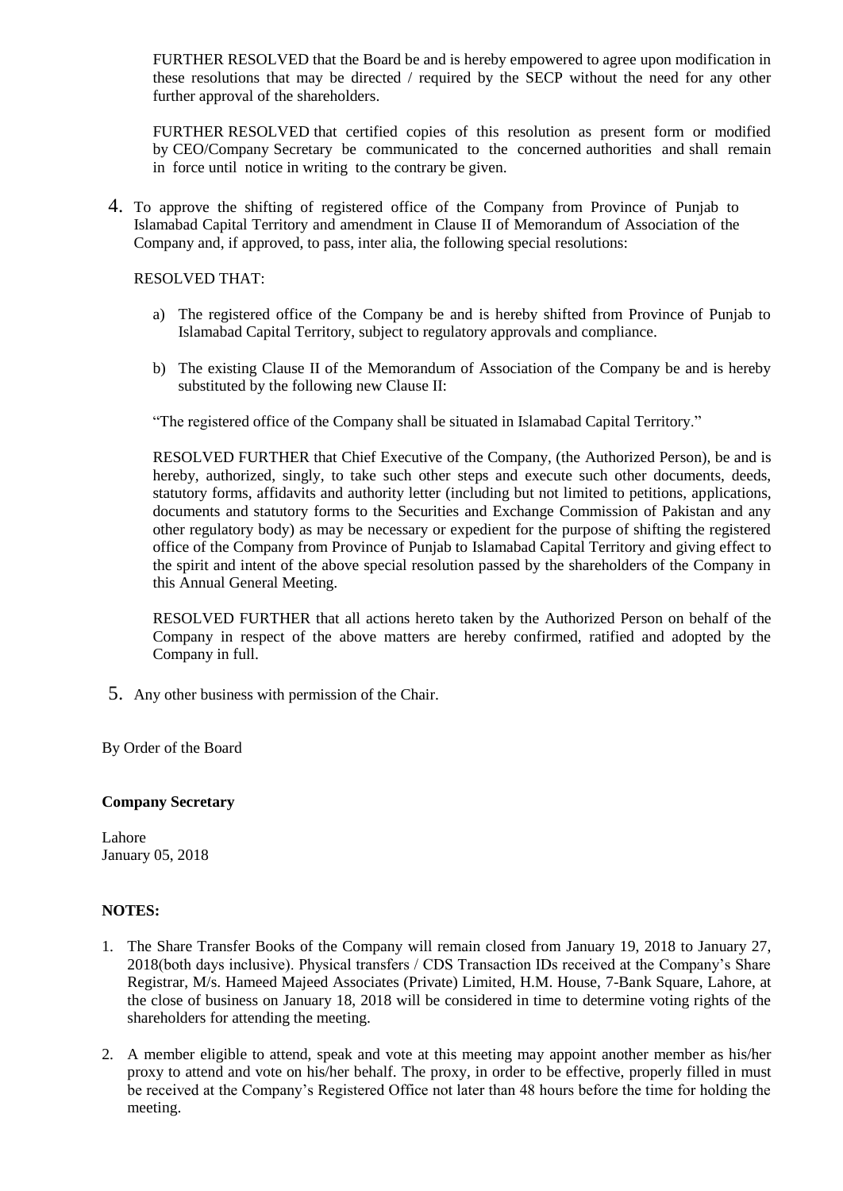FURTHER RESOLVED that the Board be and is hereby empowered to agree upon modification in these resolutions that may be directed / required by the SECP without the need for any other further approval of the shareholders.

FURTHER RESOLVED that certified copies of this resolution as present form or modified by CEO/Company Secretary be communicated to the concerned authorities and shall remain in force until notice in writing to the contrary be given.

4. To approve the shifting of registered office of the Company from Province of Punjab to Islamabad Capital Territory and amendment in Clause II of Memorandum of Association of the Company and, if approved, to pass, inter alia, the following special resolutions:

   RESOLVED THAT:

   a) The registered office of the Company be and is hereby shifted from Province of Punjab to Islamabad Capital Territory, subject to regulatory approvals and compliance.

   b) The existing Clause II of the Memorandum of Association of the Company be and is hereby substituted by the following new Clause II:

   "The registered office of the Company shall be situated in Islamabad Capital Territory."

   RESOLVED FURTHER that Chief Executive of the Company, (the Authorized Person), be and is hereby, authorized, singly, to take such other steps and execute such other documents, deeds, statutory forms, affidavits and authority letter (including but not limited to petitions, applications, documents and statutory forms to the Securities and Exchange Commission of Pakistan and any other regulatory body) as may be necessary or expedient for the purpose of shifting the registered office of the Company from Province of Punjab to Islamabad Capital Territory and giving effect to the spirit and intent of the above special resolution passed by the shareholders of the Company in this Annual General Meeting.

   RESOLVED FURTHER that all actions hereto taken by the Authorized Person on behalf of the Company in respect of the above matters are hereby confirmed, ratified and adopted by the Company in full.

5. Any other business with permission of the Chair.

By Order of the Board

**Company Secretary**

Lahore
January 05, 2018

**NOTES:**

1. The Share Transfer Books of the Company will remain closed from January 19, 2018 to January 27, 2018(both days inclusive). Physical transfers / CDS Transaction IDs received at the Company's Share Registrar, M/s. Hameed Majeed Associates (Private) Limited, H.M. House, 7-Bank Square, Lahore, at the close of business on January 18, 2018 will be considered in time to determine voting rights of the shareholders for attending the meeting.

2. A member eligible to attend, speak and vote at this meeting may appoint another member as his/her proxy to attend and vote on his/her behalf. The proxy, in order to be effective, properly filled in must be received at the Company's Registered Office not later than 48 hours before the time for holding the meeting.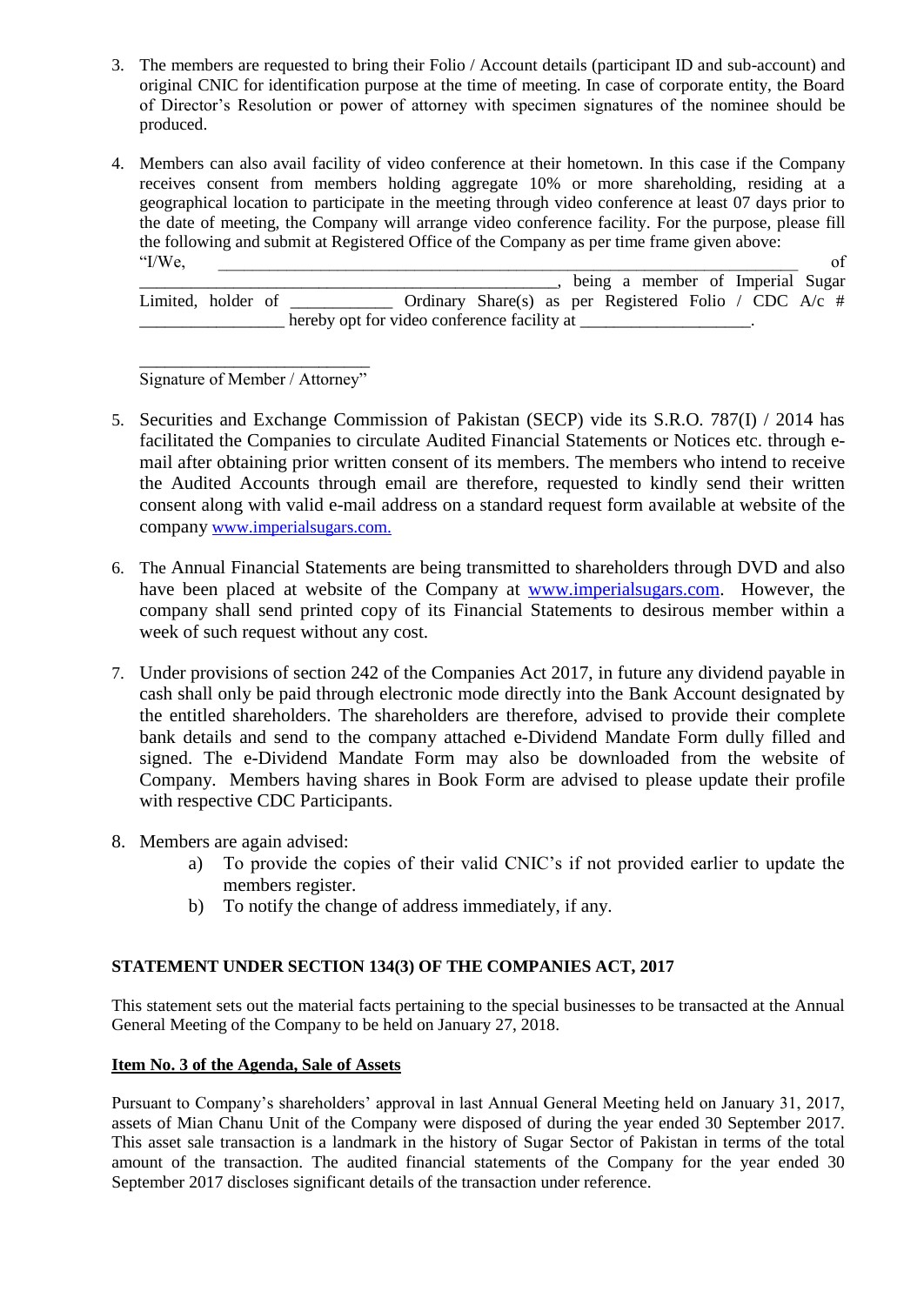3. The members are requested to bring their Folio / Account details (participant ID and sub-account) and original CNIC for identification purpose at the time of meeting. In case of corporate entity, the Board of Director's Resolution or power of attorney with specimen signatures of the nominee should be produced.

4. Members can also avail facility of video conference at their hometown. In this case if the Company receives consent from members holding aggregate 10% or more shareholding, residing at a geographical location to participate in the meeting through video conference at least 07 days prior to the date of meeting, the Company will arrange video conference facility. For the purpose, please fill the following and submit at Registered Office of the Company as per time frame given above:

   "I/We, ______________________________________________________________ of ______________________________________________, being a member of Imperial Sugar Limited, holder of ___________ Ordinary Share(s) as per Registered Folio / CDC A/c # ________________ hereby opt for video conference facility at ___________________.

   _________________________
   Signature of Member / Attorney"

5. Securities and Exchange Commission of Pakistan (SECP) vide its S.R.O. 787(I) / 2014 has facilitated the Companies to circulate Audited Financial Statements or Notices etc. through e-mail after obtaining prior written consent of its members. The members who intend to receive the Audited Accounts through email are therefore, requested to kindly send their written consent along with valid e-mail address on a standard request form available at website of the company www.imperialsugars.com.

6. The Annual Financial Statements are being transmitted to shareholders through DVD and also have been placed at website of the Company at www.imperialsugars.com. However, the company shall send printed copy of its Financial Statements to desirous member within a week of such request without any cost.

7. Under provisions of section 242 of the Companies Act 2017, in future any dividend payable in cash shall only be paid through electronic mode directly into the Bank Account designated by the entitled shareholders. The shareholders are therefore, advised to provide their complete bank details and send to the company attached e-Dividend Mandate Form dully filled and signed. The e-Dividend Mandate Form may also be downloaded from the website of Company. Members having shares in Book Form are advised to please update their profile with respective CDC Participants.

8. Members are again advised:
   a) To provide the copies of their valid CNIC's if not provided earlier to update the members register.
   b) To notify the change of address immediately, if any.

**STATEMENT UNDER SECTION 134(3) OF THE COMPANIES ACT, 2017**

This statement sets out the material facts pertaining to the special businesses to be transacted at the Annual General Meeting of the Company to be held on January 27, 2018.

**Item No. 3 of the Agenda, Sale of Assets**

Pursuant to Company's shareholders' approval in last Annual General Meeting held on January 31, 2017, assets of Mian Chanu Unit of the Company were disposed of during the year ended 30 September 2017. This asset sale transaction is a landmark in the history of Sugar Sector of Pakistan in terms of the total amount of the transaction. The audited financial statements of the Company for the year ended 30 September 2017 discloses significant details of the transaction under reference.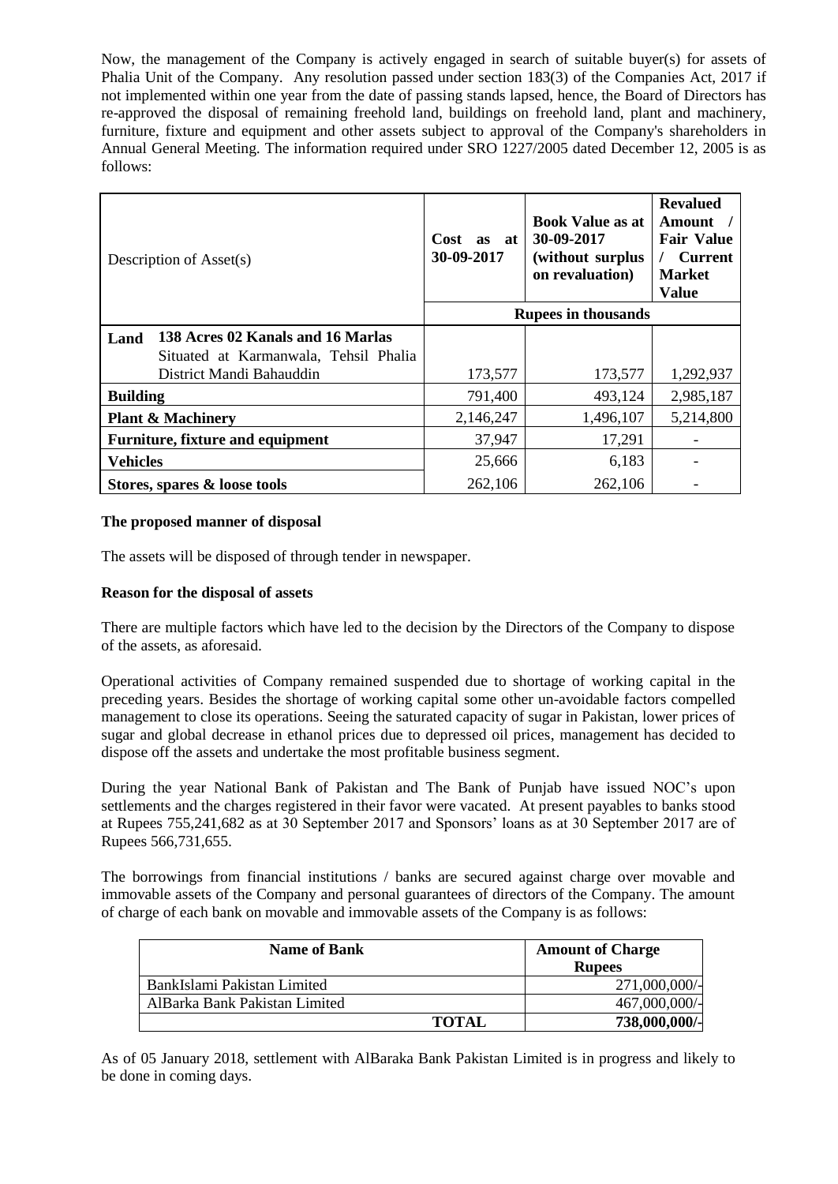Now, the management of the Company is actively engaged in search of suitable buyer(s) for assets of Phalia Unit of the Company. Any resolution passed under section 183(3) of the Companies Act, 2017 if not implemented within one year from the date of passing stands lapsed, hence, the Board of Directors has re-approved the disposal of remaining freehold land, buildings on freehold land, plant and machinery, furniture, fixture and equipment and other assets subject to approval of the Company's shareholders in Annual General Meeting. The information required under SRO 1227/2005 dated December 12, 2005 is as follows:

| Description of Asset(s) | Cost as at 30-09-2017 | Book Value as at 30-09-2017 (without surplus on revaluation) | Revalued Amount / Fair Value / Current Market Value |
|---|---|---|---|
| | Rupees in thousands | | |
| **Land** **138 Acres 02 Kanals and 16 Marlas** Situated at Karmanwala, Tehsil Phalia District Mandi Bahauddin | 173,577 | 173,577 | 1,292,937 |
| **Building** | 791,400 | 493,124 | 2,985,187 |
| **Plant & Machinery** | 2,146,247 | 1,496,107 | 5,214,800 |
| **Furniture, fixture and equipment** | 37,947 | 17,291 | - |
| **Vehicles** | 25,666 | 6,183 | - |
| **Stores, spares & loose tools** | 262,106 | 262,106 | - |

**The proposed manner of disposal**

The assets will be disposed of through tender in newspaper.

**Reason for the disposal of assets**

There are multiple factors which have led to the decision by the Directors of the Company to dispose of the assets, as aforesaid.

Operational activities of Company remained suspended due to shortage of working capital in the preceding years. Besides the shortage of working capital some other un-avoidable factors compelled management to close its operations. Seeing the saturated capacity of sugar in Pakistan, lower prices of sugar and global decrease in ethanol prices due to depressed oil prices, management has decided to dispose off the assets and undertake the most profitable business segment.

During the year National Bank of Pakistan and The Bank of Punjab have issued NOC's upon settlements and the charges registered in their favor were vacated. At present payables to banks stood at Rupees 755,241,682 as at 30 September 2017 and Sponsors' loans as at 30 September 2017 are of Rupees 566,731,655.

The borrowings from financial institutions / banks are secured against charge over movable and immovable assets of the Company and personal guarantees of directors of the Company. The amount of charge of each bank on movable and immovable assets of the Company is as follows:

| Name of Bank | Amount of Charge Rupees |
|---|---|
| BankIslami Pakistan Limited | 271,000,000/- |
| AlBarka Bank Pakistan Limited | 467,000,000/- |
| **TOTAL** | **738,000,000/-** |

As of 05 January 2018, settlement with AlBaraka Bank Pakistan Limited is in progress and likely to be done in coming days.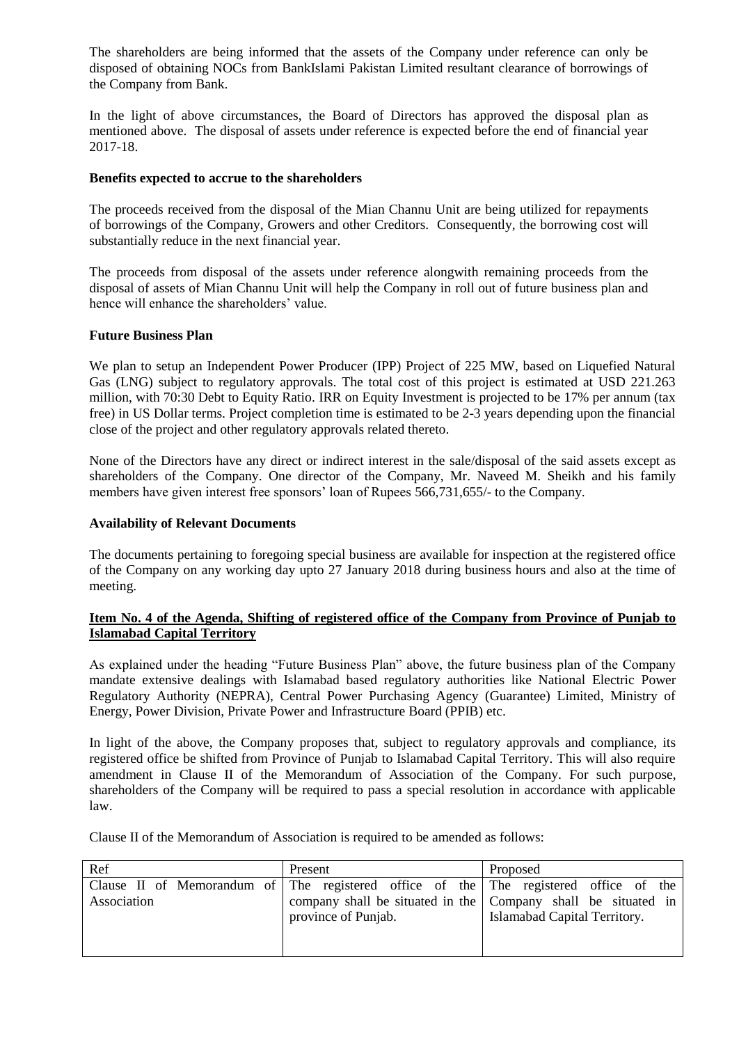The shareholders are being informed that the assets of the Company under reference can only be disposed of obtaining NOCs from BankIslami Pakistan Limited resultant clearance of borrowings of the Company from Bank.

In the light of above circumstances, the Board of Directors has approved the disposal plan as mentioned above. The disposal of assets under reference is expected before the end of financial year 2017-18.

**Benefits expected to accrue to the shareholders**

The proceeds received from the disposal of the Mian Channu Unit are being utilized for repayments of borrowings of the Company, Growers and other Creditors. Consequently, the borrowing cost will substantially reduce in the next financial year.

The proceeds from disposal of the assets under reference alongwith remaining proceeds from the disposal of assets of Mian Channu Unit will help the Company in roll out of future business plan and hence will enhance the shareholders' value.

**Future Business Plan**

We plan to setup an Independent Power Producer (IPP) Project of 225 MW, based on Liquefied Natural Gas (LNG) subject to regulatory approvals. The total cost of this project is estimated at USD 221.263 million, with 70:30 Debt to Equity Ratio. IRR on Equity Investment is projected to be 17% per annum (tax free) in US Dollar terms. Project completion time is estimated to be 2-3 years depending upon the financial close of the project and other regulatory approvals related thereto.

None of the Directors have any direct or indirect interest in the sale/disposal of the said assets except as shareholders of the Company. One director of the Company, Mr. Naveed M. Sheikh and his family members have given interest free sponsors' loan of Rupees 566,731,655/- to the Company.

**Availability of Relevant Documents**

The documents pertaining to foregoing special business are available for inspection at the registered office of the Company on any working day upto 27 January 2018 during business hours and also at the time of meeting.

**Item No. 4 of the Agenda, Shifting of registered office of the Company from Province of Punjab to Islamabad Capital Territory**

As explained under the heading "Future Business Plan" above, the future business plan of the Company mandate extensive dealings with Islamabad based regulatory authorities like National Electric Power Regulatory Authority (NEPRA), Central Power Purchasing Agency (Guarantee) Limited, Ministry of Energy, Power Division, Private Power and Infrastructure Board (PPIB) etc.

In light of the above, the Company proposes that, subject to regulatory approvals and compliance, its registered office be shifted from Province of Punjab to Islamabad Capital Territory. This will also require amendment in Clause II of the Memorandum of Association of the Company. For such purpose, shareholders of the Company will be required to pass a special resolution in accordance with applicable law.

Clause II of the Memorandum of Association is required to be amended as follows:

| Ref | Present | Proposed |
|---|---|---|
| Clause II of Memorandum of Association | The registered office of the company shall be situated in the province of Punjab. | The registered office of the Company shall be situated in Islamabad Capital Territory. |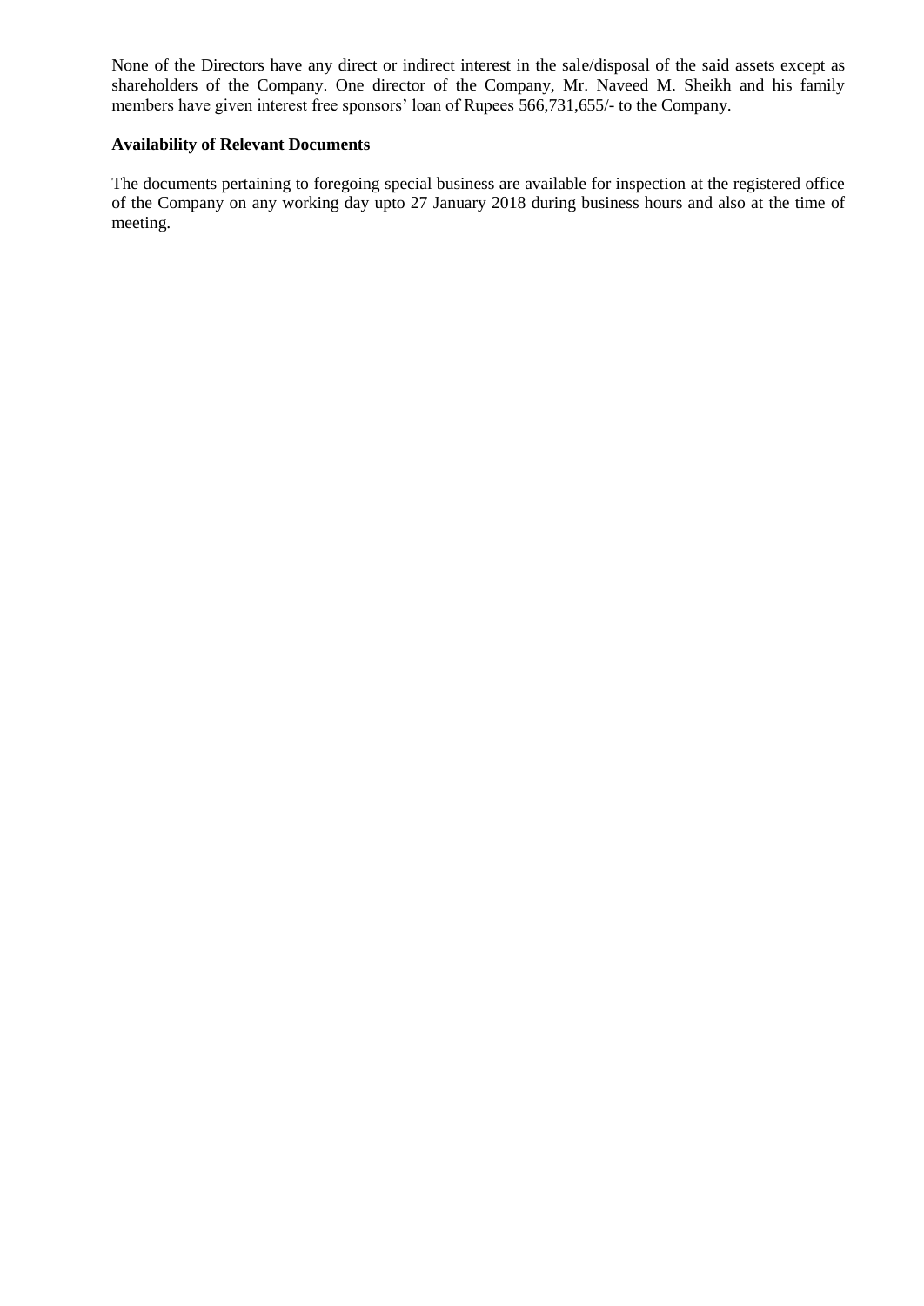None of the Directors have any direct or indirect interest in the sale/disposal of the said assets except as shareholders of the Company. One director of the Company, Mr. Naveed M. Sheikh and his family members have given interest free sponsors' loan of Rupees 566,731,655/- to the Company.

**Availability of Relevant Documents**

The documents pertaining to foregoing special business are available for inspection at the registered office of the Company on any working day upto 27 January 2018 during business hours and also at the time of meeting.